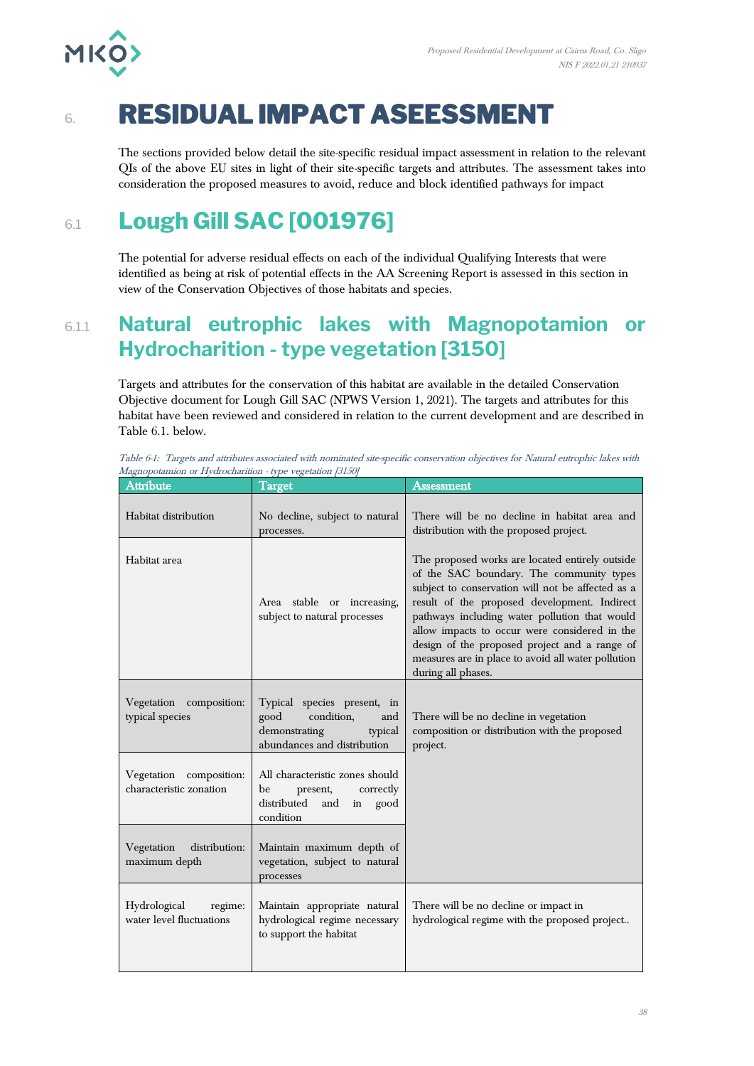# 6. RESIDUAL IMPACT ASEESSMENT

The sections provided below detail the site-specific residual impact assessment in relation to the relevant QIs of the above EU sites in light of their site-specific targets and attributes. The assessment takes into consideration the proposed measures to avoid, reduce and block identified pathways for impact

## 6.1 Lough Gill SAC [001976]

The potential for adverse residual effects on each of the individual Qualifying Interests that were identified as being at risk of potential effects in the AA Screening Report is assessed in this section in view of the Conservation Objectives of those habitats and species.

### 6.1.1 Natural eutrophic lakes with Magnopotamion or Hydrocharition - type vegetation [3150]

Targets and attributes for the conservation of this habitat are available in the detailed Conservation Objective document for Lough Gill SAC (NPWS Version 1, 2021). The targets and attributes for this habitat have been reviewed and considered in relation to the current development and are described in Table 6.1. below.

*Table 6-1: Targets and attributes associated with nominated site-specific conservation objectives for Natural eutrophic lakes with Magnopotamion or Hydrocharition - type vegetation [3150]*

| Attribute | Target | Assessment |
|---|---|---|
| Habitat distribution | No decline, subject to natural processes. | There will be no decline in habitat area and distribution with the proposed project.<br><br>The proposed works are located entirely outside of the SAC boundary. The community types subject to conservation will not be affected as a result of the proposed development. Indirect pathways including water pollution that would allow impacts to occur were considered in the design of the proposed project and a range of measures are in place to avoid all water pollution during all phases. |
| Habitat area | Area stable or increasing, subject to natural processes | |
| Vegetation composition: typical species | Typical species present, in good condition, and demonstrating typical abundances and distribution | There will be no decline in vegetation composition or distribution with the proposed project. |
| Vegetation composition: characteristic zonation | All characteristic zones should be present, correctly distributed and in good condition | |
| Vegetation distribution: maximum depth | Maintain maximum depth of vegetation, subject to natural processes | |
| Hydrological regime: water level fluctuations | Maintain appropriate natural hydrological regime necessary to support the habitat | There will be no decline or impact in hydrological regime with the proposed project.. |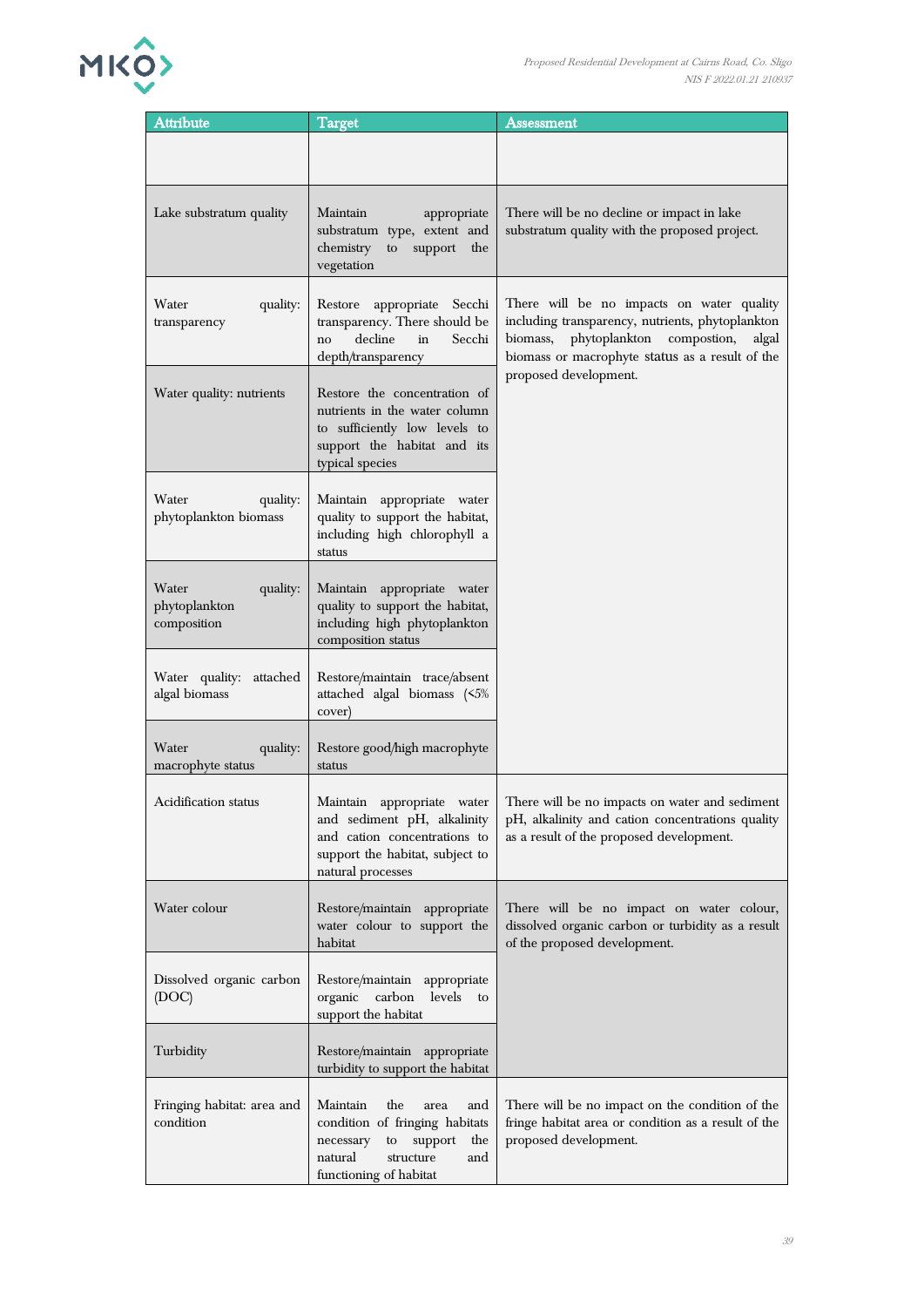| Attribute | Target | Assessment |
|---|---|---|
| | | |
| Lake substratum quality | Maintain appropriate substratum type, extent and chemistry to support the vegetation | There will be no decline or impact in lake substratum quality with the proposed project. |
| Water quality: transparency | Restore appropriate Secchi transparency. There should be no decline in Secchi depth/transparency | There will be no impacts on water quality including transparency, nutrients, phytoplankton biomass, phytoplankton compostion, algal biomass or macrophyte status as a result of the proposed development. |
| Water quality: nutrients | Restore the concentration of nutrients in the water column to sufficiently low levels to support the habitat and its typical species | |
| Water quality: phytoplankton biomass | Maintain appropriate water quality to support the habitat, including high chlorophyll a status | |
| Water quality: phytoplankton composition | Maintain appropriate water quality to support the habitat, including high phytoplankton composition status | |
| Water quality: attached algal biomass | Restore/maintain trace/absent attached algal biomass (<5% cover) | |
| Water quality: macrophyte status | Restore good/high macrophyte status | |
| Acidification status | Maintain appropriate water and sediment pH, alkalinity and cation concentrations to support the habitat, subject to natural processes | There will be no impacts on water and sediment pH, alkalinity and cation concentrations quality as a result of the proposed development. |
| Water colour | Restore/maintain appropriate water colour to support the habitat | There will be no impact on water colour, dissolved organic carbon or turbidity as a result of the proposed development. |
| Dissolved organic carbon (DOC) | Restore/maintain appropriate organic carbon levels to support the habitat | |
| Turbidity | Restore/maintain appropriate turbidity to support the habitat | |
| Fringing habitat: area and condition | Maintain the area and condition of fringing habitats necessary to support the natural structure and functioning of habitat | There will be no impact on the condition of the fringe habitat area or condition as a result of the proposed development. |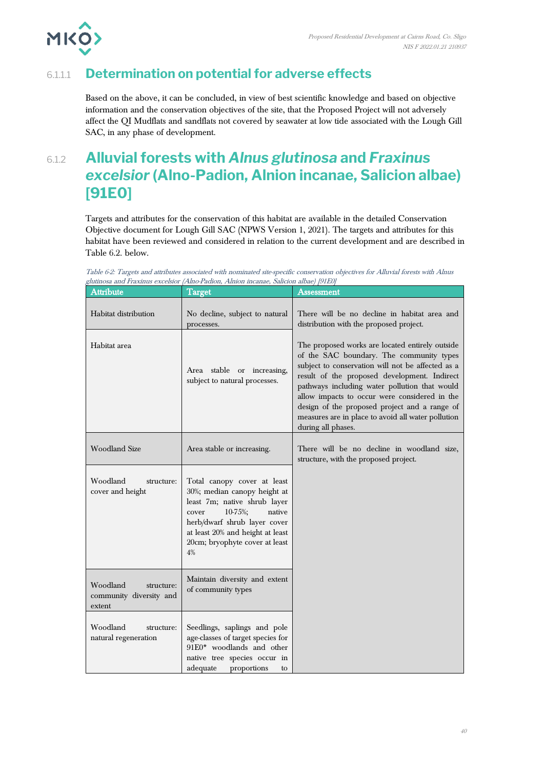#### 6.1.1.1 Determination on potential for adverse effects

Based on the above, it can be concluded, in view of best scientific knowledge and based on objective information and the conservation objectives of the site, that the Proposed Project will not adversely affect the QI Mudflats and sandflats not covered by seawater at low tide associated with the Lough Gill SAC, in any phase of development.

### 6.1.2 Alluvial forests with *Alnus glutinosa* and *Fraxinus excelsior* (Alno-Padion, Alnion incanae, Salicion albae) [91E0]

Targets and attributes for the conservation of this habitat are available in the detailed Conservation Objective document for Lough Gill SAC (NPWS Version 1, 2021). The targets and attributes for this habitat have been reviewed and considered in relation to the current development and are described in Table 6.2. below.

*Table 6-2: Targets and attributes associated with nominated site-specific conservation objectives for Alluvial forests with Alnus glutinosa and Fraxinus excelsior (Alno-Padion, Alnion incanae, Salicion albae) [91E0]*

| Attribute | Target | Assessment |
|---|---|---|
| Habitat distribution | No decline, subject to natural processes. | There will be no decline in habitat area and distribution with the proposed project. |
| Habitat area | Area stable or increasing, subject to natural processes. | The proposed works are located entirely outside of the SAC boundary. The community types subject to conservation will not be affected as a result of the proposed development. Indirect pathways including water pollution that would allow impacts to occur were considered in the design of the proposed project and a range of measures are in place to avoid all water pollution during all phases. |
| Woodland Size | Area stable or increasing. | There will be no decline in woodland size, structure, with the proposed project. |
| Woodland structure: cover and height | Total canopy cover at least 30%; median canopy height at least 7m; native shrub layer cover 10-75%; native herb/dwarf shrub layer cover at least 20% and height at least 20cm; bryophyte cover at least 4% | |
| Woodland structure: community diversity and extent | Maintain diversity and extent of community types | |
| Woodland structure: natural regeneration | Seedlings, saplings and pole age-classes of target species for 91E0* woodlands and other native tree species occur in adequate proportions to | |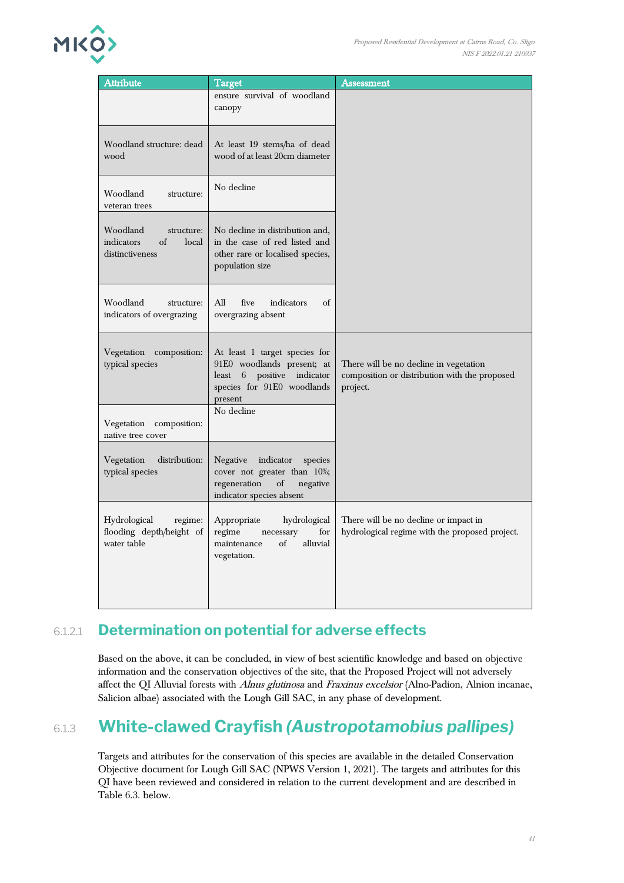| Attribute | Target | Assessment |
|---|---|---|
| | ensure survival of woodland canopy | |
| Woodland structure: dead wood | At least 19 stems/ha of dead wood of at least 20cm diameter | |
| Woodland structure: veteran trees | No decline | |
| Woodland structure: indicators of local distinctiveness | No decline in distribution and, in the case of red listed and other rare or localised species, population size | |
| Woodland structure: indicators of overgrazing | All five indicators of overgrazing absent | |
| Vegetation composition: typical species | At least 1 target species for 91E0 woodlands present; at least 6 positive indicator species for 91E0 woodlands present | There will be no decline in vegetation composition or distribution with the proposed project. |
| Vegetation composition: native tree cover | No decline | |
| Vegetation distribution: typical species | Negative indicator species cover not greater than 10%; regeneration of negative indicator species absent | |
| Hydrological regime: flooding depth/height of water table | Appropriate hydrological regime necessary for maintenance of alluvial vegetation. | There will be no decline or impact in hydrological regime with the proposed project. |

#### 6.1.2.1 Determination on potential for adverse effects

Based on the above, it can be concluded, in view of best scientific knowledge and based on objective information and the conservation objectives of the site, that the Proposed Project will not adversely affect the QI Alluvial forests with *Alnus glutinosa* and *Fraxinus excelsior* (Alno-Padion, Alnion incanae, Salicion albae) associated with the Lough Gill SAC, in any phase of development.

### 6.1.3 White-clawed Crayfish *(Austropotamobius pallipes)*

Targets and attributes for the conservation of this species are available in the detailed Conservation Objective document for Lough Gill SAC (NPWS Version 1, 2021). The targets and attributes for this QI have been reviewed and considered in relation to the current development and are described in Table 6.3. below.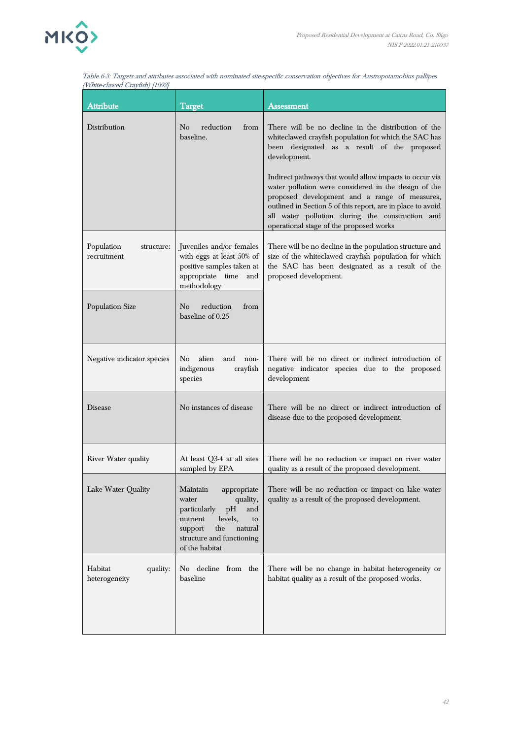*Table 6-3: Targets and attributes associated with nominated site-specific conservation objectives for Austropotamobius pallipes (White-clawed Crayfish) [1092]*

| Attribute | Target | Assessment |
|---|---|---|
| Distribution | No reduction from baseline. | There will be no decline in the distribution of the whiteclawed crayfish population for which the SAC has been designated as a result of the proposed development.<br><br>Indirect pathways that would allow impacts to occur via water pollution were considered in the design of the proposed development and a range of measures, outlined in Section 5 of this report, are in place to avoid all water pollution during the construction and operational stage of the proposed works |
| Population structure: recruitment | Juveniles and/or females with eggs at least 50% of positive samples taken at appropriate time and methodology | There will be no decline in the population structure and size of the whiteclawed crayfish population for which the SAC has been designated as a result of the proposed development. |
| Population Size | No reduction from baseline of 0.25 | |
| Negative indicator species | No alien and non-indigenous crayfish species | There will be no direct or indirect introduction of negative indicator species due to the proposed development |
| Disease | No instances of disease | There will be no direct or indirect introduction of disease due to the proposed development. |
| River Water quality | At least Q3-4 at all sites sampled by EPA | There will be no reduction or impact on river water quality as a result of the proposed development. |
| Lake Water Quality | Maintain appropriate water quality, particularly pH and nutrient levels, to support the natural structure and functioning of the habitat | There will be no reduction or impact on lake water quality as a result of the proposed development. |
| Habitat quality: heterogeneity | No decline from the baseline | There will be no change in habitat heterogeneity or habitat quality as a result of the proposed works. |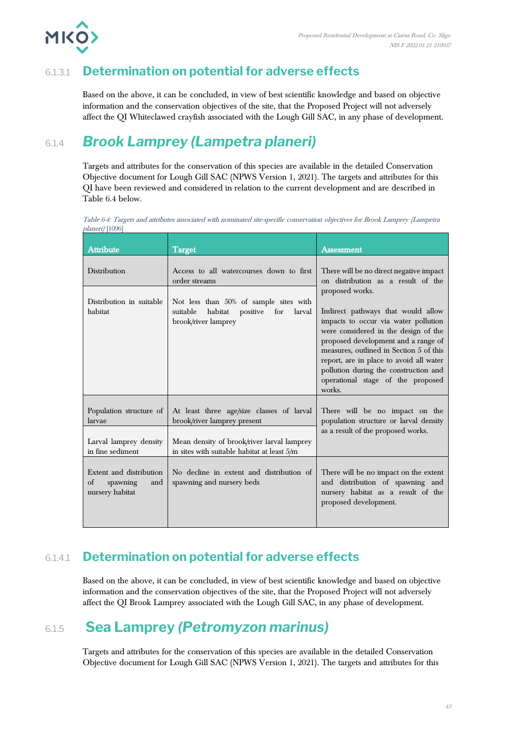#### 6.1.3.1 Determination on potential for adverse effects

Based on the above, it can be concluded, in view of best scientific knowledge and based on objective information and the conservation objectives of the site, that the Proposed Project will not adversely affect the QI Whiteclawed crayfish associated with the Lough Gill SAC, in any phase of development.

### 6.1.4 *Brook Lamprey (Lampetra planeri)*

Targets and attributes for the conservation of this species are available in the detailed Conservation Objective document for Lough Gill SAC (NPWS Version 1, 2021). The targets and attributes for this QI have been reviewed and considered in relation to the current development and are described in Table 6.4 below.

*Table 6-4: Targets and attributes associated with nominated site-specific conservation objectives for Brook Lamprey (Lampetra planeri)* [1096]

| Attribute | Target | Assessment |
|---|---|---|
| Distribution | Access to all watercourses down to first order streams | There will be no direct negative impact on distribution as a result of the proposed works. Indirect pathways that would allow impacts to occur via water pollution were considered in the design of the proposed development and a range of measures, outlined in Section 5 of this report, are in place to avoid all water pollution during the construction and operational stage of the proposed works. |
| Distribution in suitable habitat | Not less than 50% of sample sites with suitable habitat positive for larval brook/river lamprey | |
| Population structure of larvae | At least three age/size classes of larval brook/river lamprey present | There will be no impact on the population structure or larval density as a result of the proposed works. |
| Larval lamprey density in fine sediment | Mean density of brook/river larval lamprey in sites with suitable habitat at least 5/m | |
| Extent and distribution of spawning and nursery habitat | No decline in extent and distribution of spawning and nursery beds | There will be no impact on the extent and distribution of spawning and nursery habitat as a result of the proposed development. |

#### 6.1.4.1 Determination on potential for adverse effects

Based on the above, it can be concluded, in view of best scientific knowledge and based on objective information and the conservation objectives of the site, that the Proposed Project will not adversely affect the QI Brook Lamprey associated with the Lough Gill SAC, in any phase of development.

### 6.1.5 Sea Lamprey *(Petromyzon marinus)*

Targets and attributes for the conservation of this species are available in the detailed Conservation Objective document for Lough Gill SAC (NPWS Version 1, 2021). The targets and attributes for this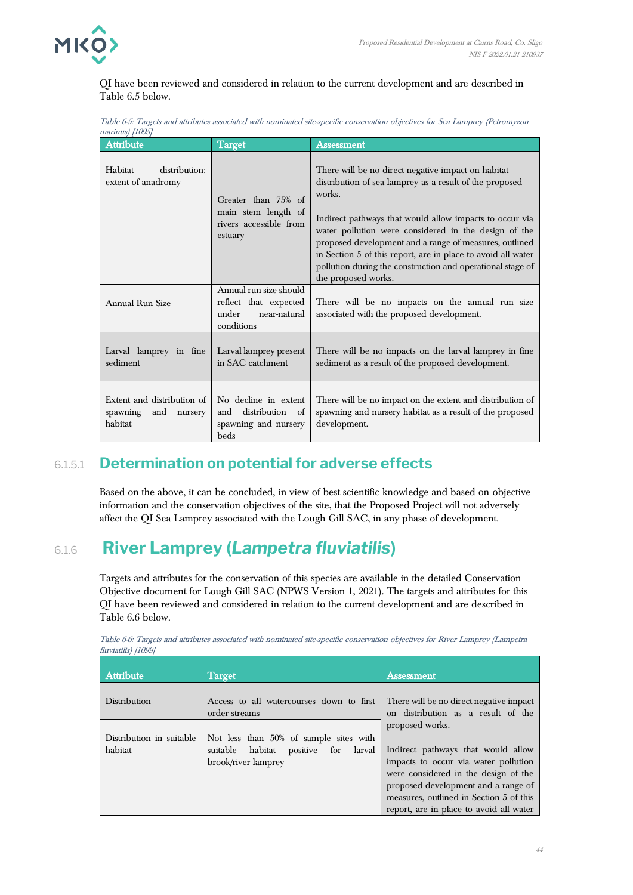QI have been reviewed and considered in relation to the current development and are described in Table 6.5 below.

*Table 6-5: Targets and attributes associated with nominated site-specific conservation objectives for Sea Lamprey (Petromyzon marinus) [1095]*

| Attribute | Target | Assessment |
|---|---|---|
| Habitat distribution: extent of anadromy | Greater than 75% of main stem length of rivers accessible from estuary | There will be no direct negative impact on habitat distribution of sea lamprey as a result of the proposed works.<br><br>Indirect pathways that would allow impacts to occur via water pollution were considered in the design of the proposed development and a range of measures, outlined in Section 5 of this report, are in place to avoid all water pollution during the construction and operational stage of the proposed works. |
| Annual Run Size | Annual run size should reflect that expected under near-natural conditions | There will be no impacts on the annual run size associated with the proposed development. |
| Larval lamprey in fine sediment | Larval lamprey present in SAC catchment | There will be no impacts on the larval lamprey in fine sediment as a result of the proposed development. |
| Extent and distribution of spawning and nursery habitat | No decline in extent and distribution of spawning and nursery beds | There will be no impact on the extent and distribution of spawning and nursery habitat as a result of the proposed development. |

#### 6.1.5.1 Determination on potential for adverse effects

Based on the above, it can be concluded, in view of best scientific knowledge and based on objective information and the conservation objectives of the site, that the Proposed Project will not adversely affect the QI Sea Lamprey associated with the Lough Gill SAC, in any phase of development.

### 6.1.6 River Lamprey (*Lampetra fluviatilis*)

Targets and attributes for the conservation of this species are available in the detailed Conservation Objective document for Lough Gill SAC (NPWS Version 1, 2021). The targets and attributes for this QI have been reviewed and considered in relation to the current development and are described in Table 6.6 below.

*Table 6-6: Targets and attributes associated with nominated site-specific conservation objectives for River Lamprey (Lampetra fluviatilis) [1099]*

| Attribute | Target | Assessment |
|---|---|---|
| Distribution | Access to all watercourses down to first order streams | There will be no direct negative impact on distribution as a result of the proposed works.<br><br>Indirect pathways that would allow impacts to occur via water pollution were considered in the design of the proposed development and a range of measures, outlined in Section 5 of this report, are in place to avoid all water |
| Distribution in suitable habitat | Not less than 50% of sample sites with suitable habitat positive for larval brook/river lamprey | |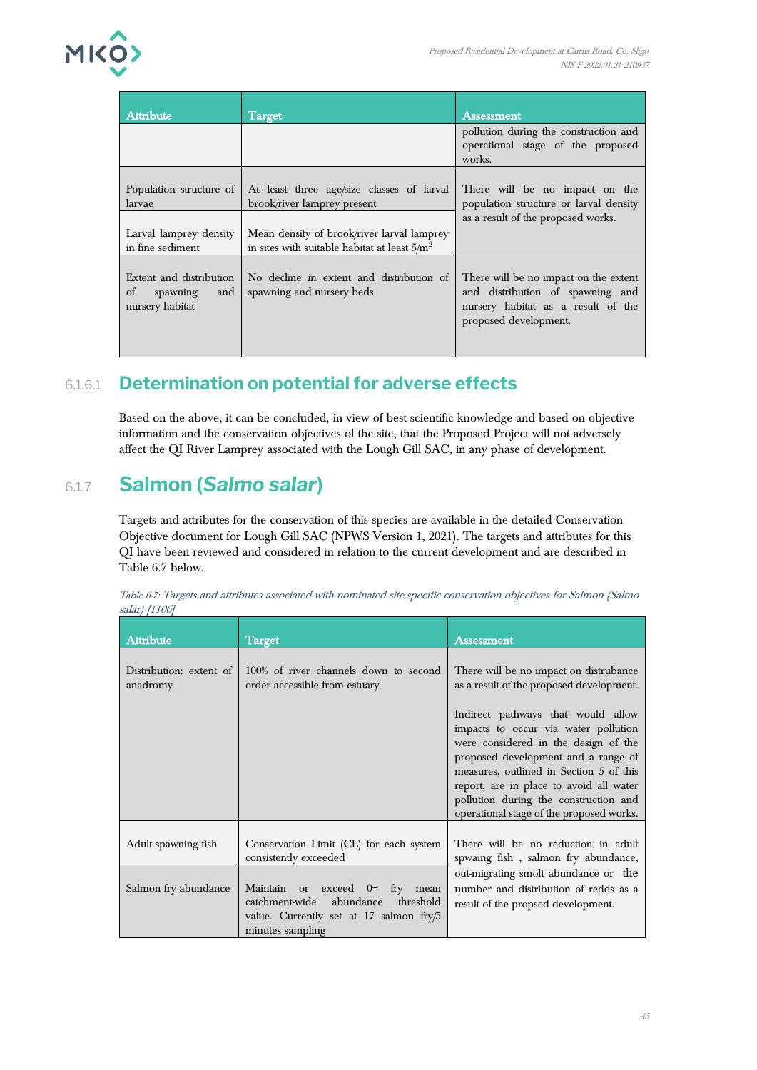| Attribute | Target | Assessment |
|---|---|---|
| | | pollution during the construction and operational stage of the proposed works. |
| Population structure of larvae | At least three age/size classes of larval brook/river lamprey present | There will be no impact on the population structure or larval density as a result of the proposed works. |
| Larval lamprey density in fine sediment | Mean density of brook/river larval lamprey in sites with suitable habitat at least $5/m^2$ | |
| Extent and distribution of spawning and nursery habitat | No decline in extent and distribution of spawning and nursery beds | There will be no impact on the extent and distribution of spawning and nursery habitat as a result of the proposed development. |

#### 6.1.6.1 Determination on potential for adverse effects

Based on the above, it can be concluded, in view of best scientific knowledge and based on objective information and the conservation objectives of the site, that the Proposed Project will not adversely affect the QI River Lamprey associated with the Lough Gill SAC, in any phase of development.

### 6.1.7 Salmon (*Salmo salar*)

Targets and attributes for the conservation of this species are available in the detailed Conservation Objective document for Lough Gill SAC (NPWS Version 1, 2021). The targets and attributes for this QI have been reviewed and considered in relation to the current development and are described in Table 6.7 below.

*Table 6-7: Targets and attributes associated with nominated site-specific conservation objectives for Salmon (Salmo salar) [1106]*

| Attribute | Target | Assessment |
|---|---|---|
| Distribution: extent of anadromy | 100% of river channels down to second order accessible from estuary | There will be no impact on distrubance as a result of the proposed development.<br><br>Indirect pathways that would allow impacts to occur via water pollution were considered in the design of the proposed development and a range of measures, outlined in Section 5 of this report, are in place to avoid all water pollution during the construction and operational stage of the proposed works. |
| Adult spawning fish | Conservation Limit (CL) for each system consistently exceeded | There will be no reduction in adult spwaing fish , salmon fry abundance, out-migrating smolt abundance or the number and distribution of redds as a result of the propsed development. |
| Salmon fry abundance | Maintain or exceed 0+ fry mean catchment-wide abundance threshold value. Currently set at 17 salmon fry/5 minutes sampling | |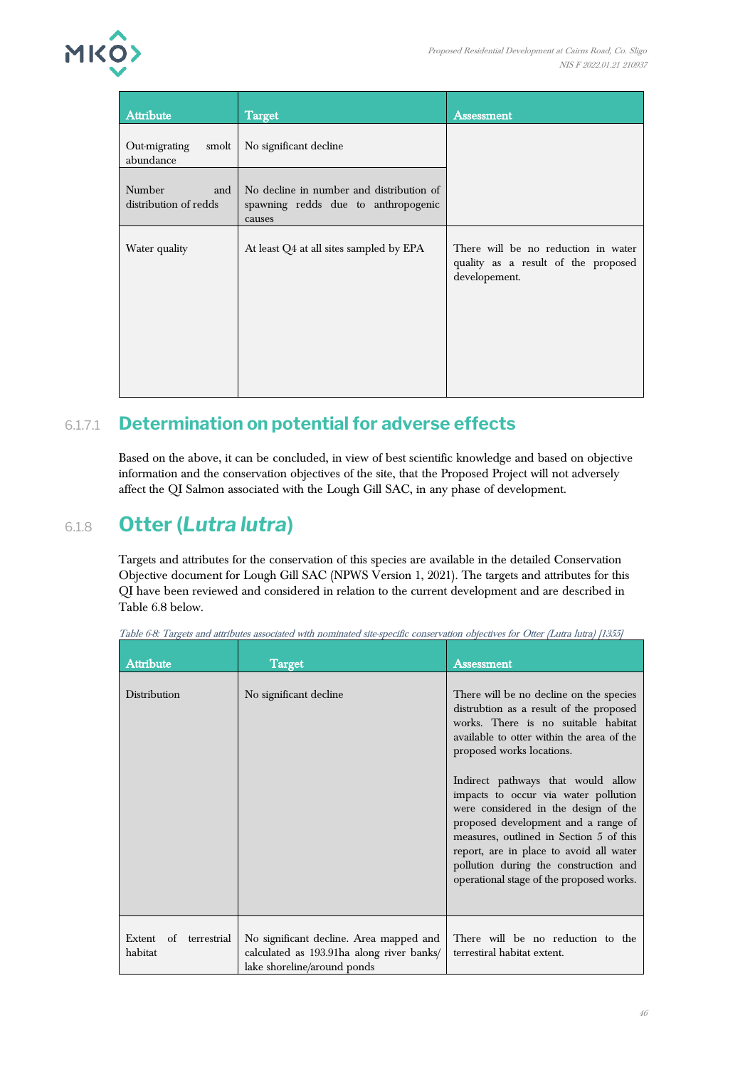| Attribute | Target | Assessment |
|---|---|---|
| Out-migrating smolt abundance | No significant decline | |
| Number and distribution of redds | No decline in number and distribution of spawning redds due to anthropogenic causes | |
| Water quality | At least Q4 at all sites sampled by EPA | There will be no reduction in water quality as a result of the proposed developement. |

#### 6.1.7.1 Determination on potential for adverse effects

Based on the above, it can be concluded, in view of best scientific knowledge and based on objective information and the conservation objectives of the site, that the Proposed Project will not adversely affect the QI Salmon associated with the Lough Gill SAC, in any phase of development.

### 6.1.8 Otter (*Lutra lutra*)

Targets and attributes for the conservation of this species are available in the detailed Conservation Objective document for Lough Gill SAC (NPWS Version 1, 2021). The targets and attributes for this QI have been reviewed and considered in relation to the current development and are described in Table 6.8 below.

*Table 6-8: Targets and attributes associated with nominated site-specific conservation objectives for Otter (Lutra lutra) [1355]*

| Attribute | Target | Assessment |
|---|---|---|
| Distribution | No significant decline | There will be no decline on the species distrubution as a result of the proposed works. There is no suitable habitat available to otter within the area of the proposed works locations.<br><br>Indirect pathways that would allow impacts to occur via water pollution were considered in the design of the proposed development and a range of measures, outlined in Section 5 of this report, are in place to avoid all water pollution during the construction and operational stage of the proposed works. |
| Extent of terrestrial habitat | No significant decline. Area mapped and calculated as 193.91ha along river banks/ lake shoreline/around ponds | There will be no reduction to the terrestiral habitat extent. |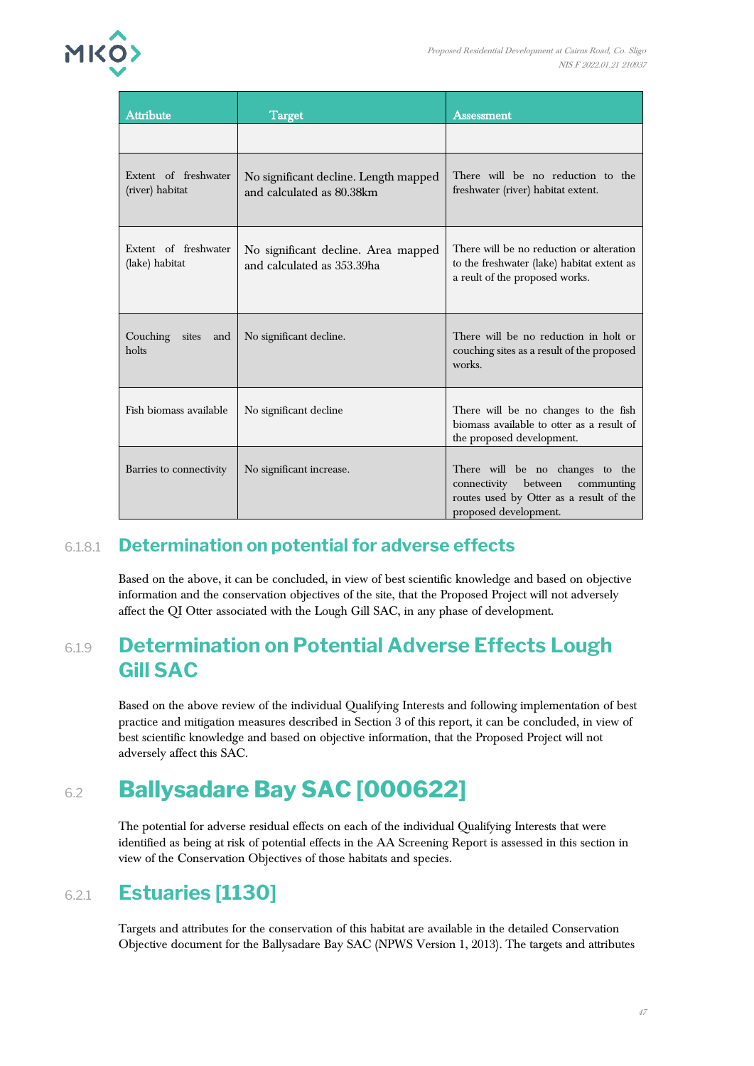| Attribute | Target | Assessment |
|---|---|---|
| | | |
| Extent of freshwater (river) habitat | No significant decline. Length mapped and calculated as 80.38km | There will be no reduction to the freshwater (river) habitat extent. |
| Extent of freshwater (lake) habitat | No significant decline. Area mapped and calculated as 353.39ha | There will be no reduction or alteration to the freshwater (lake) habitat extent as a reult of the proposed works. |
| Couching sites and holts | No significant decline. | There will be no reduction in holt or couching sites as a result of the proposed works. |
| Fish biomass available | No significant decline | There will be no changes to the fish biomass available to otter as a result of the proposed development. |
| Barries to connectivity | No significant increase. | There will be no changes to the connectivity between communting routes used by Otter as a result of the proposed development. |

#### 6.1.8.1 Determination on potential for adverse effects

Based on the above, it can be concluded, in view of best scientific knowledge and based on objective information and the conservation objectives of the site, that the Proposed Project will not adversely affect the QI Otter associated with the Lough Gill SAC, in any phase of development.

### 6.1.9 Determination on Potential Adverse Effects Lough Gill SAC

Based on the above review of the individual Qualifying Interests and following implementation of best practice and mitigation measures described in Section 3 of this report, it can be concluded, in view of best scientific knowledge and based on objective information, that the Proposed Project will not adversely affect this SAC.

## 6.2 Ballysadare Bay SAC [000622]

The potential for adverse residual effects on each of the individual Qualifying Interests that were identified as being at risk of potential effects in the AA Screening Report is assessed in this section in view of the Conservation Objectives of those habitats and species.

### 6.2.1 Estuaries [1130]

Targets and attributes for the conservation of this habitat are available in the detailed Conservation Objective document for the Ballysadare Bay SAC (NPWS Version 1, 2013). The targets and attributes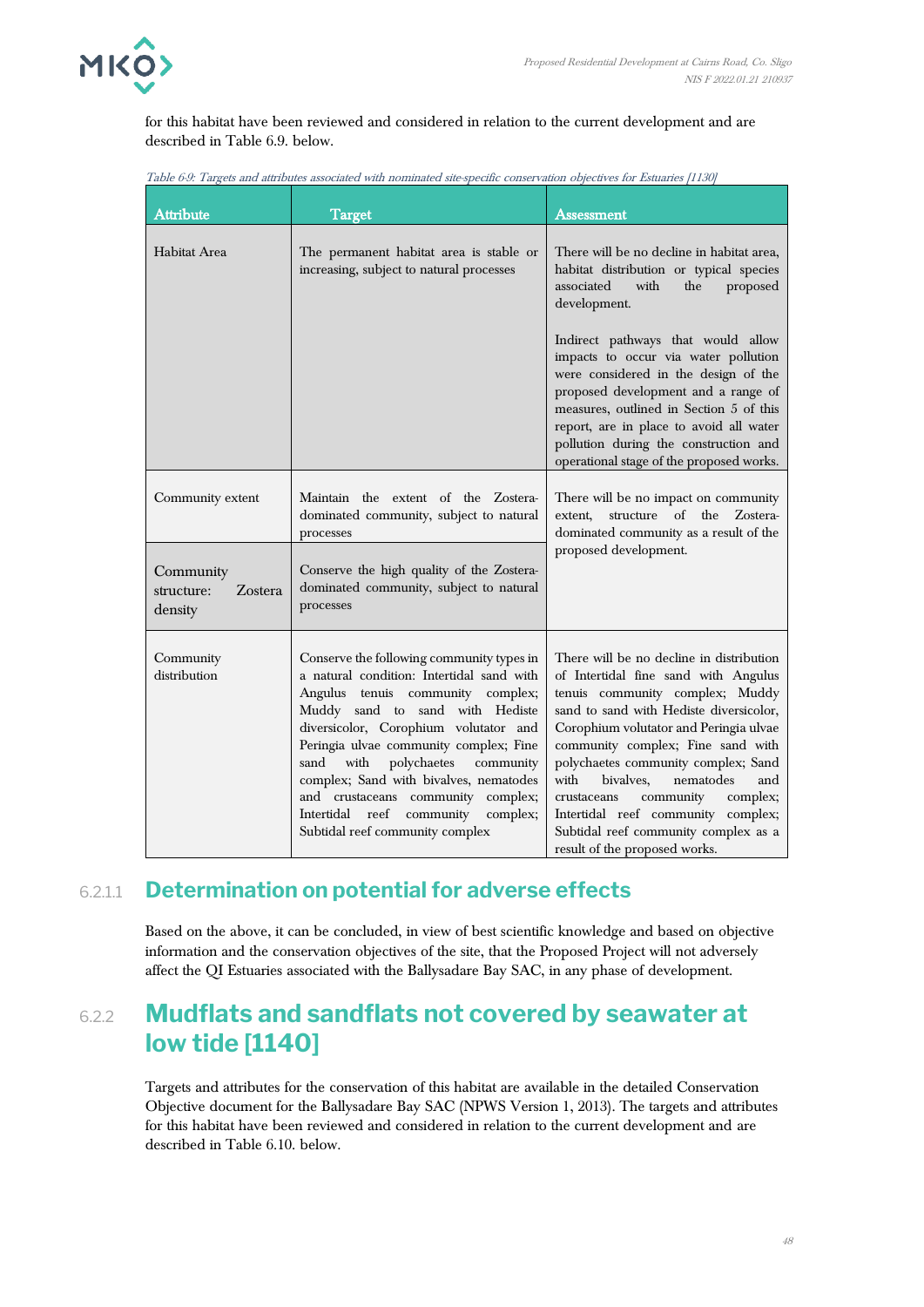for this habitat have been reviewed and considered in relation to the current development and are described in Table 6.9. below.

*Table 6-9: Targets and attributes associated with nominated site-specific conservation objectives for Estuaries [1130]*

| Attribute | Target | Assessment |
|---|---|---|
| Habitat Area | The permanent habitat area is stable or increasing, subject to natural processes | There will be no decline in habitat area, habitat distribution or typical species associated with the proposed development.<br><br>Indirect pathways that would allow impacts to occur via water pollution were considered in the design of the proposed development and a range of measures, outlined in Section 5 of this report, are in place to avoid all water pollution during the construction and operational stage of the proposed works. |
| Community extent | Maintain the extent of the Zostera-dominated community, subject to natural processes | There will be no impact on community extent, structure of the Zostera-dominated community as a result of the proposed development. |
| Community structure: Zostera density | Conserve the high quality of the Zostera-dominated community, subject to natural processes | |
| Community distribution | Conserve the following community types in a natural condition: Intertidal sand with Angulus tenuis community complex; Muddy sand to sand with Hediste diversicolor, Corophium volutator and Peringia ulvae community complex; Fine sand with polychaetes community complex; Sand with bivalves, nematodes and crustaceans community complex; Intertidal reef community complex; Subtidal reef community complex | There will be no decline in distribution of Intertidal fine sand with Angulus tenuis community complex; Muddy sand to sand with Hediste diversicolor, Corophium volutator and Peringia ulvae community complex; Fine sand with polychaetes community complex; Sand with bivalves, nematodes and crustaceans community complex; Intertidal reef community complex; Subtidal reef community complex as a result of the proposed works. |

#### 6.2.1.1 Determination on potential for adverse effects

Based on the above, it can be concluded, in view of best scientific knowledge and based on objective information and the conservation objectives of the site, that the Proposed Project will not adversely affect the QI Estuaries associated with the Ballysadare Bay SAC, in any phase of development.

### 6.2.2 Mudflats and sandflats not covered by seawater at low tide [1140]

Targets and attributes for the conservation of this habitat are available in the detailed Conservation Objective document for the Ballysadare Bay SAC (NPWS Version 1, 2013). The targets and attributes for this habitat have been reviewed and considered in relation to the current development and are described in Table 6.10. below.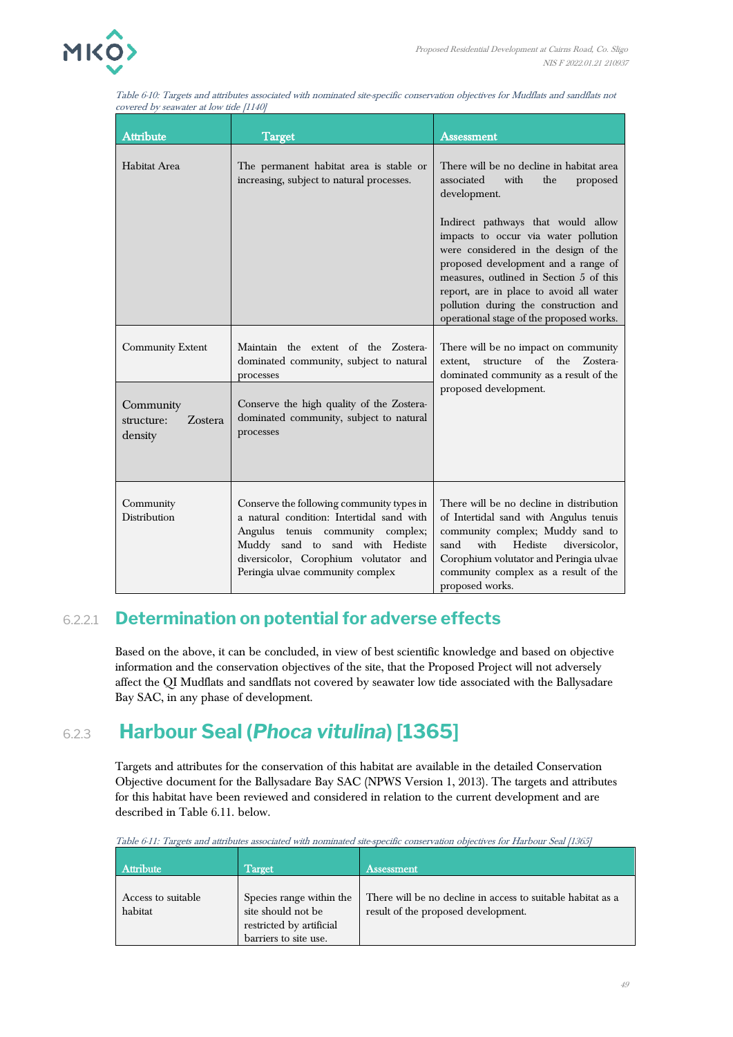*Table 6-10: Targets and attributes associated with nominated site-specific conservation objectives for Mudflats and sandflats not covered by seawater at low tide [1140]*

| Attribute | Target | Assessment |
|---|---|---|
| Habitat Area | The permanent habitat area is stable or increasing, subject to natural processes. | There will be no decline in habitat area associated with the proposed development. Indirect pathways that would allow impacts to occur via water pollution were considered in the design of the proposed development and a range of measures, outlined in Section 5 of this report, are in place to avoid all water pollution during the construction and operational stage of the proposed works. |
| Community Extent | Maintain the extent of the Zostera-dominated community, subject to natural processes | There will be no impact on community extent, structure of the Zostera-dominated community as a result of the proposed development. |
| Community structure: Zostera density | Conserve the high quality of the Zostera-dominated community, subject to natural processes | |
| Community Distribution | Conserve the following community types in a natural condition: Intertidal sand with Angulus tenuis community complex; Muddy sand to sand with Hediste diversicolor, Corophium volutator and Peringia ulvae community complex | There will be no decline in distribution of Intertidal sand with Angulus tenuis community complex; Muddy sand to sand with Hediste diversicolor, Corophium volutator and Peringia ulvae community complex as a result of the proposed works. |

#### 6.2.2.1 Determination on potential for adverse effects

Based on the above, it can be concluded, in view of best scientific knowledge and based on objective information and the conservation objectives of the site, that the Proposed Project will not adversely affect the QI Mudflats and sandflats not covered by seawater low tide associated with the Ballysadare Bay SAC, in any phase of development.

### 6.2.3 Harbour Seal (*Phoca vitulina*) [1365]

Targets and attributes for the conservation of this habitat are available in the detailed Conservation Objective document for the Ballysadare Bay SAC (NPWS Version 1, 2013). The targets and attributes for this habitat have been reviewed and considered in relation to the current development and are described in Table 6.11. below.

*Table 6-11: Targets and attributes associated with nominated site-specific conservation objectives for Harbour Seal [1365]*

| Attribute | Target | Assessment |
|---|---|---|
| Access to suitable habitat | Species range within the site should not be restricted by artificial barriers to site use. | There will be no decline in access to suitable habitat as a result of the proposed development. |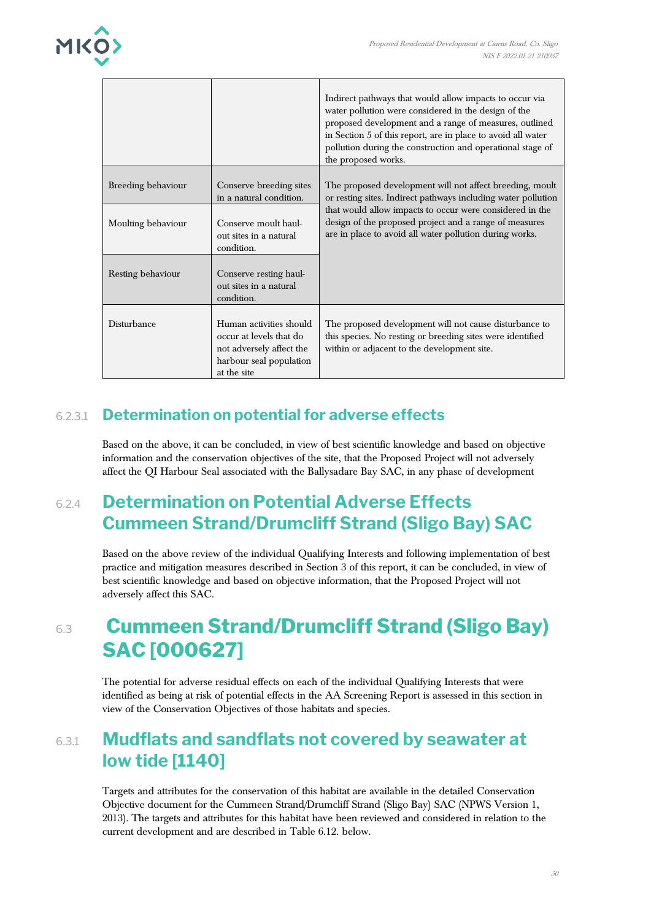| | | Indirect pathways that would allow impacts to occur via water pollution were considered in the design of the proposed development and a range of measures, outlined in Section 5 of this report, are in place to avoid all water pollution during the construction and operational stage of the proposed works. |
|---|---|---|
| Breeding behaviour | Conserve breeding sites in a natural condition. | The proposed development will not affect breeding, moult or resting sites. Indirect pathways including water pollution that would allow impacts to occur were considered in the design of the proposed project and a range of measures are in place to avoid all water pollution during works. |
| Moulting behaviour | Conserve moult haul-out sites in a natural condition. | |
| Resting behaviour | Conserve resting haul-out sites in a natural condition. | |
| Disturbance | Human activities should occur at levels that do not adversely affect the harbour seal population at the site | The proposed development will not cause disturbance to this species. No resting or breeding sites were identified within or adjacent to the development site. |

#### 6.2.3.1 Determination on potential for adverse effects

Based on the above, it can be concluded, in view of best scientific knowledge and based on objective information and the conservation objectives of the site, that the Proposed Project will not adversely affect the QI Harbour Seal associated with the Ballysadare Bay SAC, in any phase of development

### 6.2.4 Determination on Potential Adverse Effects Cummeen Strand/Drumcliff Strand (Sligo Bay) SAC

Based on the above review of the individual Qualifying Interests and following implementation of best practice and mitigation measures described in Section 3 of this report, it can be concluded, in view of best scientific knowledge and based on objective information, that the Proposed Project will not adversely affect this SAC.

## 6.3 Cummeen Strand/Drumcliff Strand (Sligo Bay) SAC [000627]

The potential for adverse residual effects on each of the individual Qualifying Interests that were identified as being at risk of potential effects in the AA Screening Report is assessed in this section in view of the Conservation Objectives of those habitats and species.

### 6.3.1 Mudflats and sandflats not covered by seawater at low tide [1140]

Targets and attributes for the conservation of this habitat are available in the detailed Conservation Objective document for the Cummeen Strand/Drumcliff Strand (Sligo Bay) SAC (NPWS Version 1, 2013). The targets and attributes for this habitat have been reviewed and considered in relation to the current development and are described in Table 6.12. below.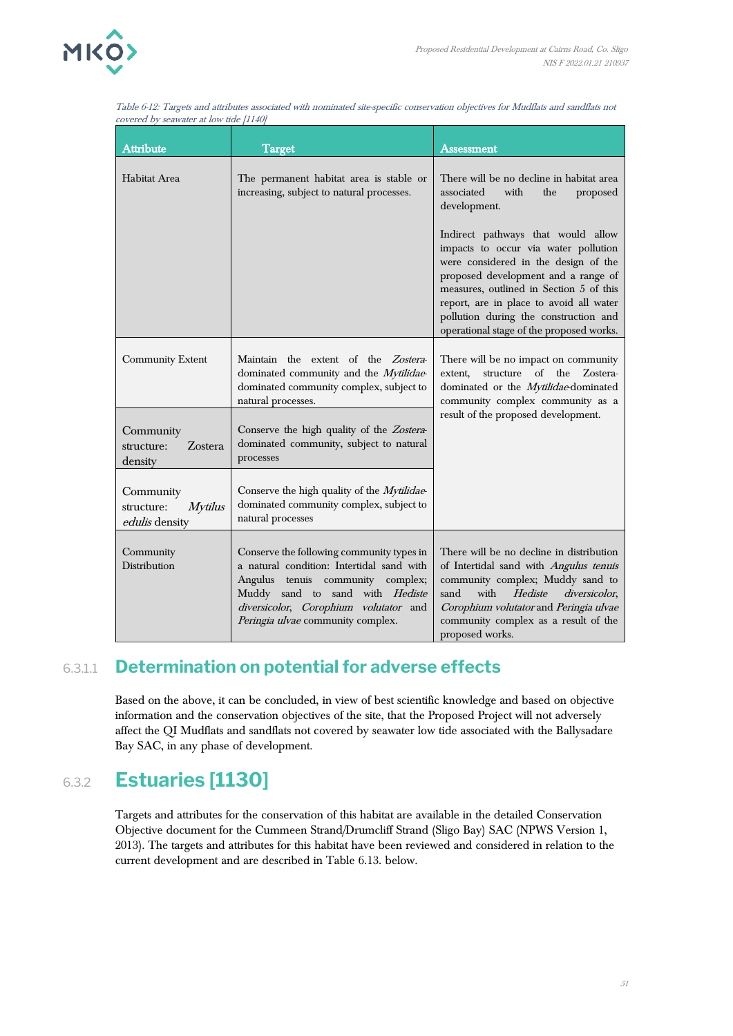*Table 6-12: Targets and attributes associated with nominated site-specific conservation objectives for Mudflats and sandflats not covered by seawater at low tide [1140]*

| Attribute | Target | Assessment |
|---|---|---|
| Habitat Area | The permanent habitat area is stable or increasing, subject to natural processes. | There will be no decline in habitat area associated with the proposed development.<br><br>Indirect pathways that would allow impacts to occur via water pollution were considered in the design of the proposed development and a range of measures, outlined in Section 5 of this report, are in place to avoid all water pollution during the construction and operational stage of the proposed works. |
| Community Extent | Maintain the extent of the *Zostera*-dominated community and the *Mytilidae*-dominated community complex, subject to natural processes. | There will be no impact on community extent, structure of the Zostera-dominated or the *Mytilidae*-dominated community complex community as a result of the proposed development. |
| Community structure: Zostera density | Conserve the high quality of the *Zostera*-dominated community, subject to natural processes | |
| Community structure: *Mytilus edulis* density | Conserve the high quality of the *Mytilidae*-dominated community complex, subject to natural processes | |
| Community Distribution | Conserve the following community types in a natural condition: Intertidal sand with Angulus tenuis community complex; Muddy sand to sand with *Hediste diversicolor*, *Corophium volutator* and *Peringia ulvae* community complex. | There will be no decline in distribution of Intertidal sand with *Angulus tenuis* community complex; Muddy sand to sand with *Hediste diversicolor*, *Corophium volutator* and *Peringia ulvae* community complex as a result of the proposed works. |

#### 6.3.1.1 Determination on potential for adverse effects

Based on the above, it can be concluded, in view of best scientific knowledge and based on objective information and the conservation objectives of the site, that the Proposed Project will not adversely affect the QI Mudflats and sandflats not covered by seawater low tide associated with the Ballysadare Bay SAC, in any phase of development.

### 6.3.2 Estuaries [1130]

Targets and attributes for the conservation of this habitat are available in the detailed Conservation Objective document for the Cummeen Strand/Drumcliff Strand (Sligo Bay) SAC (NPWS Version 1, 2013). The targets and attributes for this habitat have been reviewed and considered in relation to the current development and are described in Table 6.13. below.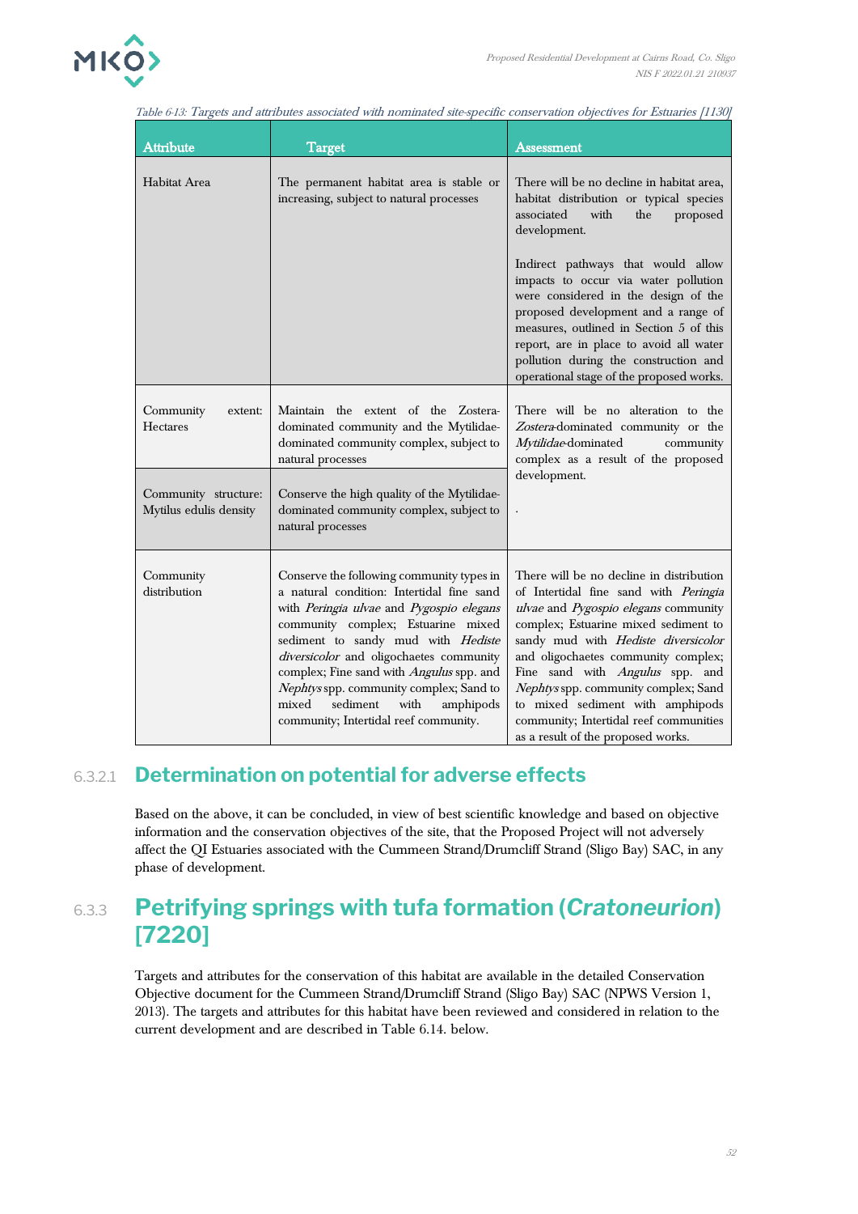Table 6-13: Targets and attributes associated with nominated site-specific conservation objectives for Estuaries [1130]

| Attribute | Target | Assessment |
| --- | --- | --- |
| Habitat Area | The permanent habitat area is stable or increasing, subject to natural processes | There will be no decline in habitat area, habitat distribution or typical species associated with the proposed development.<br><br>Indirect pathways that would allow impacts to occur via water pollution were considered in the design of the proposed development and a range of measures, outlined in Section 5 of this report, are in place to avoid all water pollution during the construction and operational stage of the proposed works. |
| Community extent: Hectares | Maintain the extent of the Zostera-dominated community and the Mytilidae-dominated community complex, subject to natural processes | There will be no alteration to the *Zostera*-dominated community or the *Mytilidae*-dominated community complex as a result of the proposed development.<br><br>. |
| Community structure: Mytilus edulis density | Conserve the high quality of the Mytilidae-dominated community complex, subject to natural processes | |
| Community distribution | Conserve the following community types in a natural condition: Intertidal fine sand with *Peringia ulvae* and *Pygospio elegans* community complex; Estuarine mixed sediment to sandy mud with *Hediste diversicolor* and oligochaetes community complex; Fine sand with *Angulus* spp. and *Nephtys* spp. community complex; Sand to mixed sediment with amphipods community; Intertidal reef community. | There will be no decline in distribution of Intertidal fine sand with *Peringia ulvae* and *Pygospio elegans* community complex; Estuarine mixed sediment to sandy mud with *Hediste diversicolor* and oligochaetes community complex; Fine sand with *Angulus* spp. and *Nephtys* spp. community complex; Sand to mixed sediment with amphipods community; Intertidal reef communities as a result of the proposed works. |

#### 6.3.2.1 Determination on potential for adverse effects

Based on the above, it can be concluded, in view of best scientific knowledge and based on objective information and the conservation objectives of the site, that the Proposed Project will not adversely affect the QI Estuaries associated with the Cummeen Strand/Drumcliff Strand (Sligo Bay) SAC, in any phase of development.

### 6.3.3 Petrifying springs with tufa formation (*Cratoneurion*) [7220]

Targets and attributes for the conservation of this habitat are available in the detailed Conservation Objective document for the Cummeen Strand/Drumcliff Strand (Sligo Bay) SAC (NPWS Version 1, 2013). The targets and attributes for this habitat have been reviewed and considered in relation to the current development and are described in Table 6.14. below.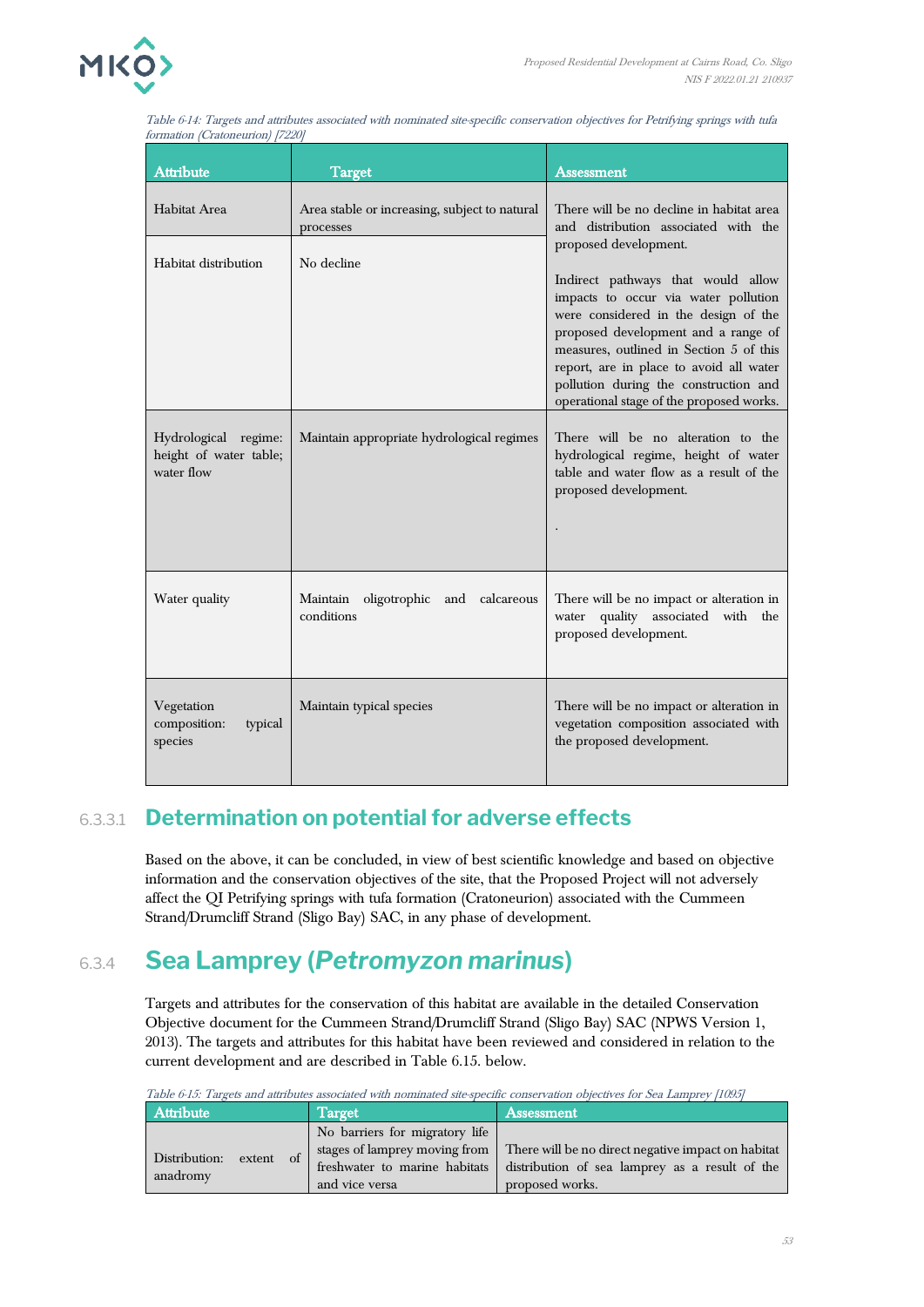*Table 6-14: Targets and attributes associated with nominated site-specific conservation objectives for Petrifying springs with tufa formation (Cratoneurion) [7220]*

| Attribute | Target | Assessment |
|---|---|---|
| Habitat Area | Area stable or increasing, subject to natural processes | There will be no decline in habitat area and distribution associated with the proposed development. Indirect pathways that would allow impacts to occur via water pollution were considered in the design of the proposed development and a range of measures, outlined in Section 5 of this report, are in place to avoid all water pollution during the construction and operational stage of the proposed works. |
| Habitat distribution | No decline | |
| Hydrological regime: height of water table; water flow | Maintain appropriate hydrological regimes | There will be no alteration to the hydrological regime, height of water table and water flow as a result of the proposed development. . |
| Water quality | Maintain oligotrophic and calcareous conditions | There will be no impact or alteration in water quality associated with the proposed development. |
| Vegetation composition: typical species | Maintain typical species | There will be no impact or alteration in vegetation composition associated with the proposed development. |

#### 6.3.3.1 Determination on potential for adverse effects

Based on the above, it can be concluded, in view of best scientific knowledge and based on objective information and the conservation objectives of the site, that the Proposed Project will not adversely affect the QI Petrifying springs with tufa formation (Cratoneurion) associated with the Cummeen Strand/Drumcliff Strand (Sligo Bay) SAC, in any phase of development.

### 6.3.4 Sea Lamprey (*Petromyzon marinus*)

Targets and attributes for the conservation of this habitat are available in the detailed Conservation Objective document for the Cummeen Strand/Drumcliff Strand (Sligo Bay) SAC (NPWS Version 1, 2013). The targets and attributes for this habitat have been reviewed and considered in relation to the current development and are described in Table 6.15. below.

*Table 6-15: Targets and attributes associated with nominated site-specific conservation objectives for Sea Lamprey [1095]*

| Attribute | Target | Assessment |
|---|---|---|
| Distribution: extent of anadromy | No barriers for migratory life stages of lamprey moving from freshwater to marine habitats and vice versa | There will be no direct negative impact on habitat distribution of sea lamprey as a result of the proposed works. |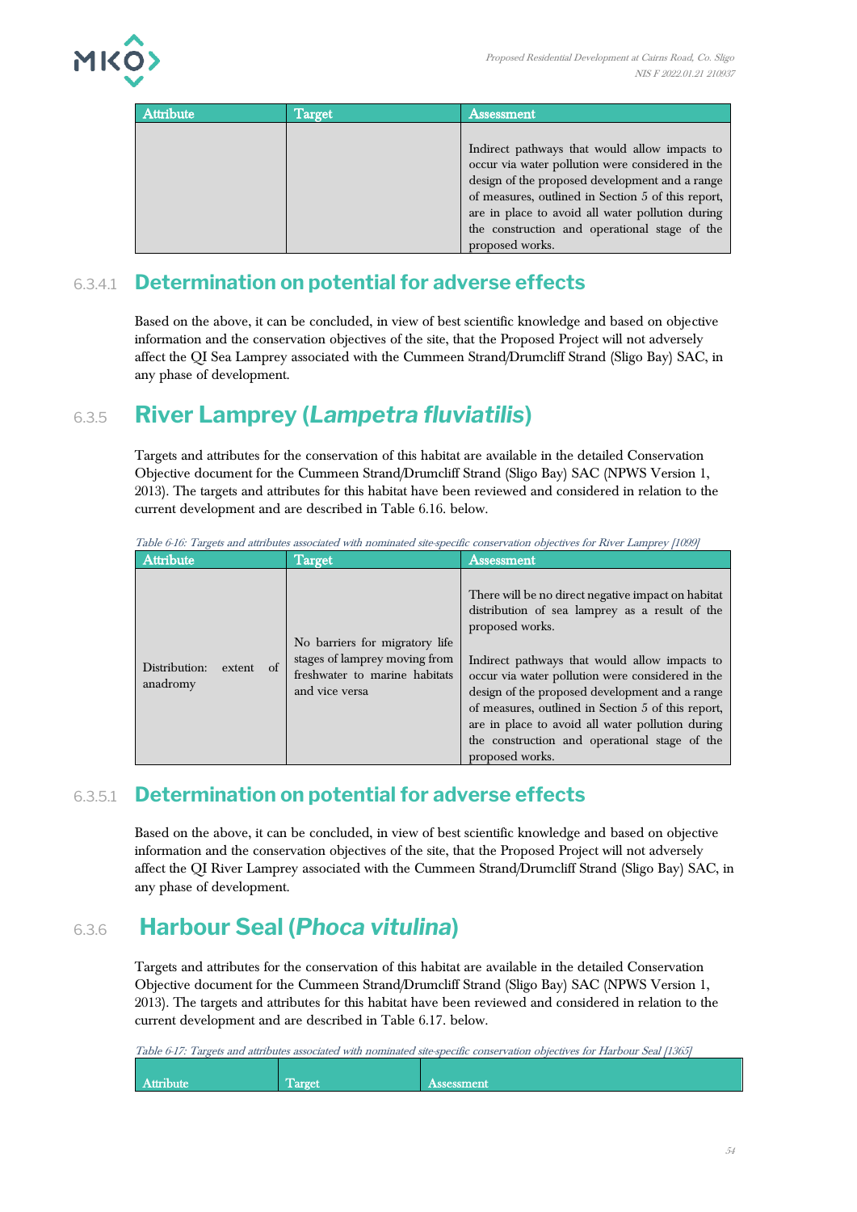| Attribute | Target | Assessment |
|---|---|---|
| | | Indirect pathways that would allow impacts to occur via water pollution were considered in the design of the proposed development and a range of measures, outlined in Section 5 of this report, are in place to avoid all water pollution during the construction and operational stage of the proposed works. |

#### 6.3.4.1 Determination on potential for adverse effects

Based on the above, it can be concluded, in view of best scientific knowledge and based on objective information and the conservation objectives of the site, that the Proposed Project will not adversely affect the QI Sea Lamprey associated with the Cummeen Strand/Drumcliff Strand (Sligo Bay) SAC, in any phase of development.

### 6.3.5 River Lamprey (*Lampetra fluviatilis*)

Targets and attributes for the conservation of this habitat are available in the detailed Conservation Objective document for the Cummeen Strand/Drumcliff Strand (Sligo Bay) SAC (NPWS Version 1, 2013). The targets and attributes for this habitat have been reviewed and considered in relation to the current development and are described in Table 6.16. below.

*Table 6-16: Targets and attributes associated with nominated site-specific conservation objectives for River Lamprey [1099]*

| Attribute | Target | Assessment |
|---|---|---|
| Distribution: extent of anadromy | No barriers for migratory life stages of lamprey moving from freshwater to marine habitats and vice versa | There will be no direct negative impact on habitat distribution of sea lamprey as a result of the proposed works.<br><br>Indirect pathways that would allow impacts to occur via water pollution were considered in the design of the proposed development and a range of measures, outlined in Section 5 of this report, are in place to avoid all water pollution during the construction and operational stage of the proposed works. |

#### 6.3.5.1 Determination on potential for adverse effects

Based on the above, it can be concluded, in view of best scientific knowledge and based on objective information and the conservation objectives of the site, that the Proposed Project will not adversely affect the QI River Lamprey associated with the Cummeen Strand/Drumcliff Strand (Sligo Bay) SAC, in any phase of development.

### 6.3.6 Harbour Seal (*Phoca vitulina*)

Targets and attributes for the conservation of this habitat are available in the detailed Conservation Objective document for the Cummeen Strand/Drumcliff Strand (Sligo Bay) SAC (NPWS Version 1, 2013). The targets and attributes for this habitat have been reviewed and considered in relation to the current development and are described in Table 6.17. below.

*Table 6-17: Targets and attributes associated with nominated site-specific conservation objectives for Harbour Seal [1365]*

| Attribute | Target | Assessment |
|---|---|---|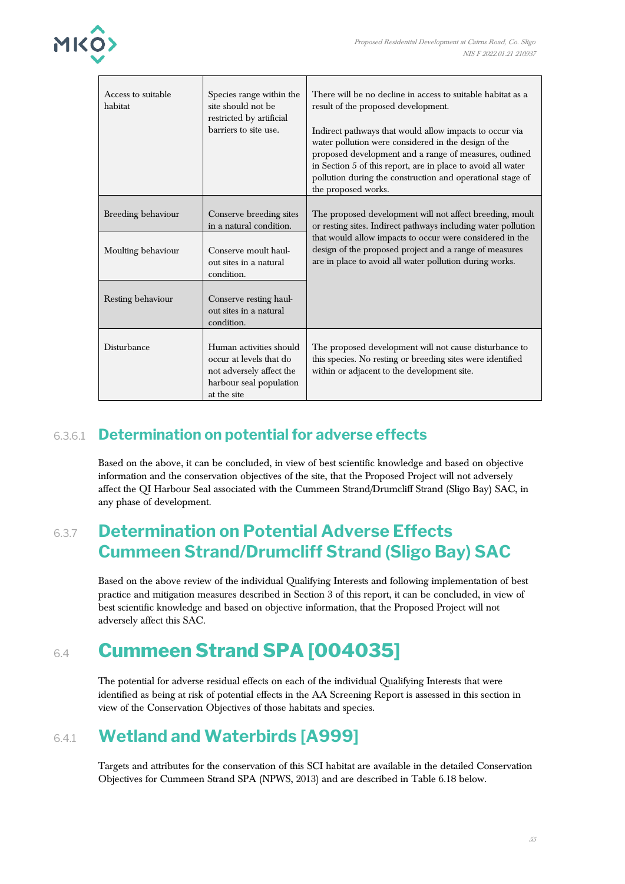| Access to suitable habitat | Species range within the site should not be restricted by artificial barriers to site use. | There will be no decline in access to suitable habitat as a result of the proposed development.<br><br>Indirect pathways that would allow impacts to occur via water pollution were considered in the design of the proposed development and a range of measures, outlined in Section 5 of this report, are in place to avoid all water pollution during the construction and operational stage of the proposed works. |
|---|---|---|
| Breeding behaviour | Conserve breeding sites in a natural condition. | The proposed development will not affect breeding, moult or resting sites. Indirect pathways including water pollution that would allow impacts to occur were considered in the design of the proposed project and a range of measures are in place to avoid all water pollution during works. |
| Moulting behaviour | Conserve moult haul-out sites in a natural condition. | |
| Resting behaviour | Conserve resting haul-out sites in a natural condition. | |
| Disturbance | Human activities should occur at levels that do not adversely affect the harbour seal population at the site | The proposed development will not cause disturbance to this species. No resting or breeding sites were identified within or adjacent to the development site. |

#### 6.3.6.1 Determination on potential for adverse effects

Based on the above, it can be concluded, in view of best scientific knowledge and based on objective information and the conservation objectives of the site, that the Proposed Project will not adversely affect the QI Harbour Seal associated with the Cummeen Strand/Drumcliff Strand (Sligo Bay) SAC, in any phase of development.

### 6.3.7 Determination on Potential Adverse Effects Cummeen Strand/Drumcliff Strand (Sligo Bay) SAC

Based on the above review of the individual Qualifying Interests and following implementation of best practice and mitigation measures described in Section 3 of this report, it can be concluded, in view of best scientific knowledge and based on objective information, that the Proposed Project will not adversely affect this SAC.

## 6.4 Cummeen Strand SPA [004035]

The potential for adverse residual effects on each of the individual Qualifying Interests that were identified as being at risk of potential effects in the AA Screening Report is assessed in this section in view of the Conservation Objectives of those habitats and species.

### 6.4.1 Wetland and Waterbirds [A999]

Targets and attributes for the conservation of this SCI habitat are available in the detailed Conservation Objectives for Cummeen Strand SPA (NPWS, 2013) and are described in Table 6.18 below.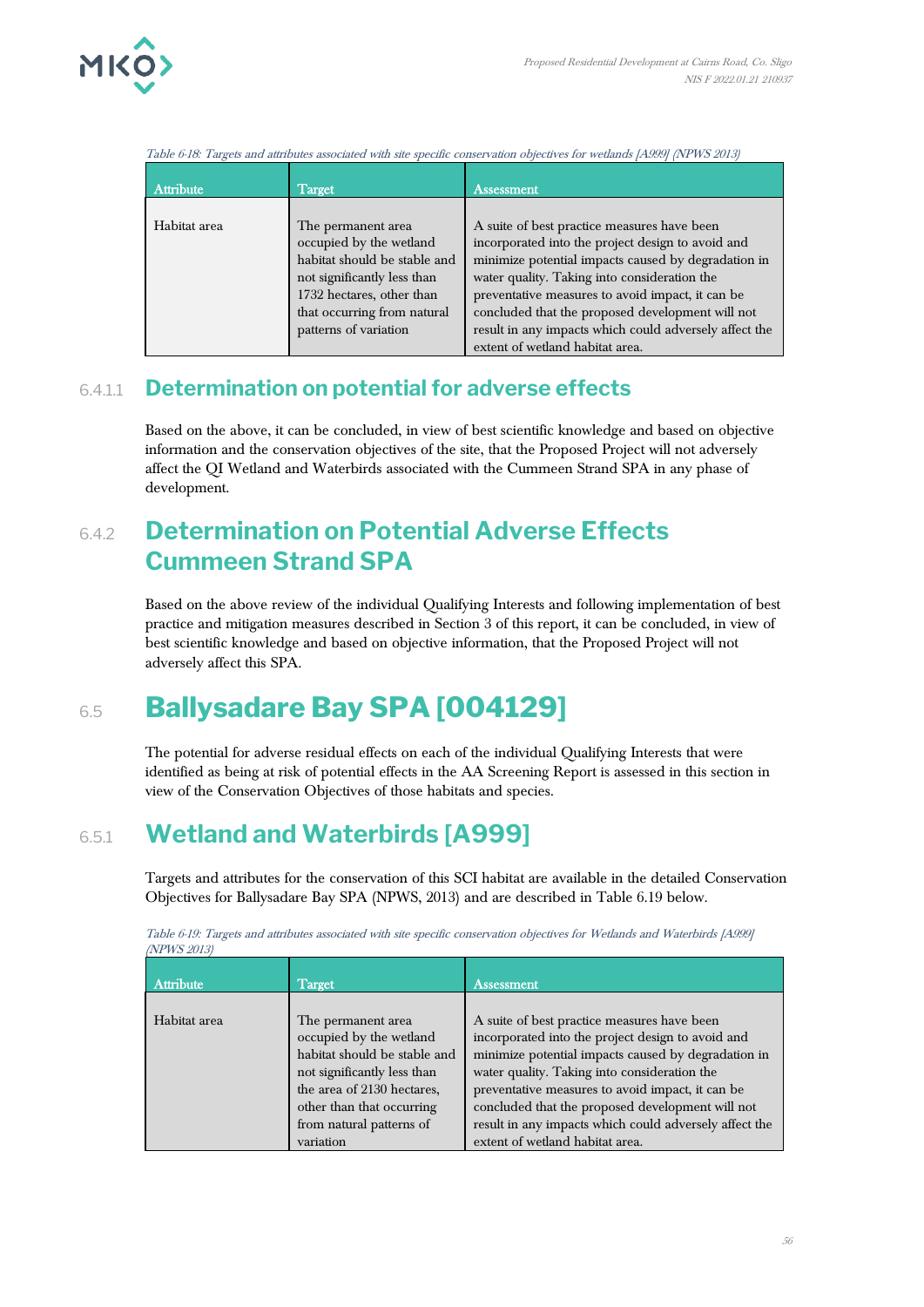*Table 6-18: Targets and attributes associated with site specific conservation objectives for wetlands [A999] (NPWS 2013)*

| Attribute | Target | Assessment |
|---|---|---|
| Habitat area | The permanent area occupied by the wetland habitat should be stable and not significantly less than 1732 hectares, other than that occurring from natural patterns of variation | A suite of best practice measures have been incorporated into the project design to avoid and minimize potential impacts caused by degradation in water quality. Taking into consideration the preventative measures to avoid impact, it can be concluded that the proposed development will not result in any impacts which could adversely affect the extent of wetland habitat area. |

#### 6.4.1.1 Determination on potential for adverse effects

Based on the above, it can be concluded, in view of best scientific knowledge and based on objective information and the conservation objectives of the site, that the Proposed Project will not adversely affect the QI Wetland and Waterbirds associated with the Cummeen Strand SPA in any phase of development.

### 6.4.2 Determination on Potential Adverse Effects Cummeen Strand SPA

Based on the above review of the individual Qualifying Interests and following implementation of best practice and mitigation measures described in Section 3 of this report, it can be concluded, in view of best scientific knowledge and based on objective information, that the Proposed Project will not adversely affect this SPA.

## 6.5 Ballysadare Bay SPA [004129]

The potential for adverse residual effects on each of the individual Qualifying Interests that were identified as being at risk of potential effects in the AA Screening Report is assessed in this section in view of the Conservation Objectives of those habitats and species.

### 6.5.1 Wetland and Waterbirds [A999]

Targets and attributes for the conservation of this SCI habitat are available in the detailed Conservation Objectives for Ballysadare Bay SPA (NPWS, 2013) and are described in Table 6.19 below.

*Table 6-19: Targets and attributes associated with site specific conservation objectives for Wetlands and Waterbirds [A999] (NPWS 2013)*

| Attribute | Target | Assessment |
|---|---|---|
| Habitat area | The permanent area occupied by the wetland habitat should be stable and not significantly less than the area of 2130 hectares, other than that occurring from natural patterns of variation | A suite of best practice measures have been incorporated into the project design to avoid and minimize potential impacts caused by degradation in water quality. Taking into consideration the preventative measures to avoid impact, it can be concluded that the proposed development will not result in any impacts which could adversely affect the extent of wetland habitat area. |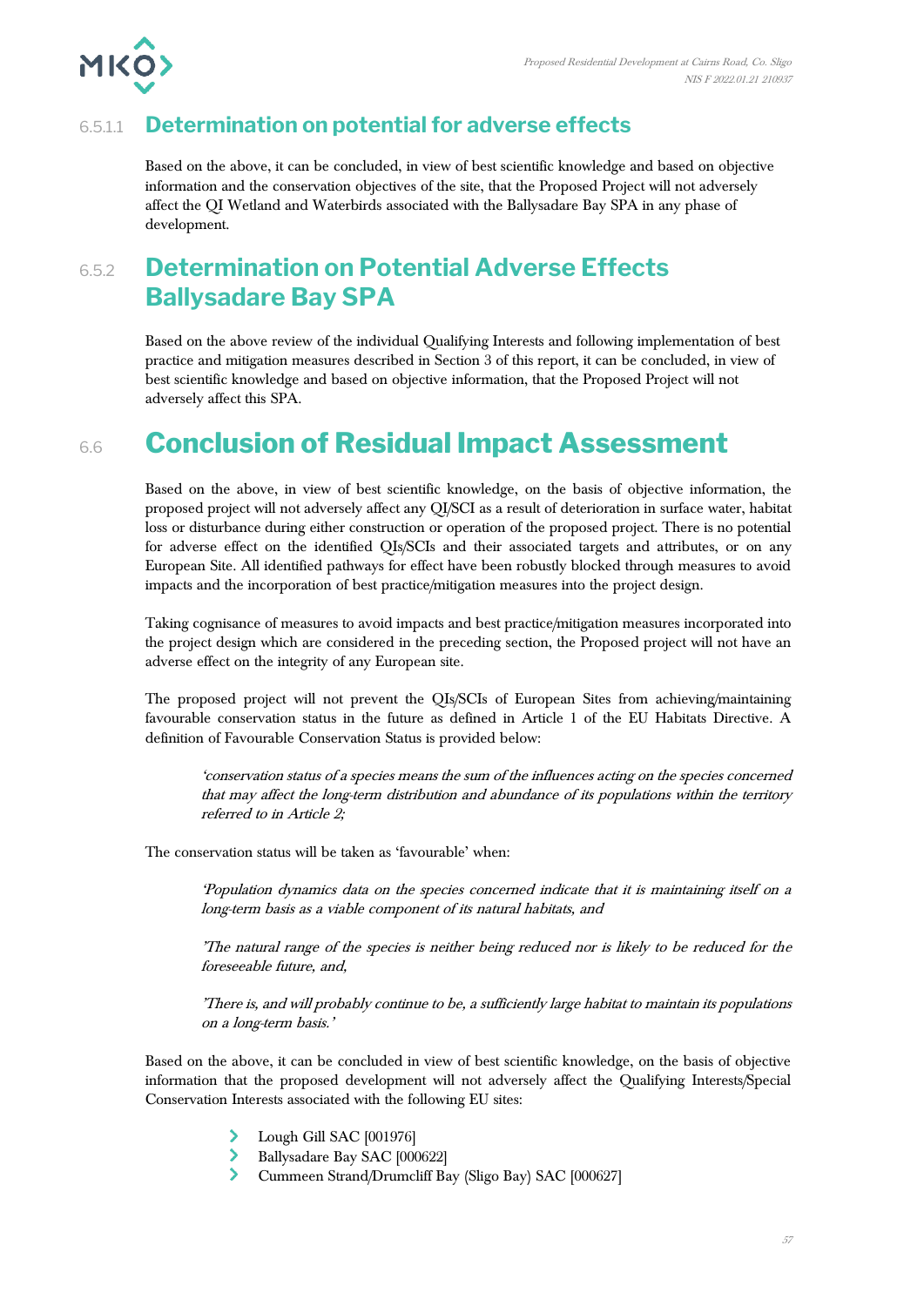#### 6.5.1.1 Determination on potential for adverse effects

Based on the above, it can be concluded, in view of best scientific knowledge and based on objective information and the conservation objectives of the site, that the Proposed Project will not adversely affect the QI Wetland and Waterbirds associated with the Ballysadare Bay SPA in any phase of development.

### 6.5.2 Determination on Potential Adverse Effects Ballysadare Bay SPA

Based on the above review of the individual Qualifying Interests and following implementation of best practice and mitigation measures described in Section 3 of this report, it can be concluded, in view of best scientific knowledge and based on objective information, that the Proposed Project will not adversely affect this SPA.

## 6.6 Conclusion of Residual Impact Assessment

Based on the above, in view of best scientific knowledge, on the basis of objective information, the proposed project will not adversely affect any QI/SCI as a result of deterioration in surface water, habitat loss or disturbance during either construction or operation of the proposed project. There is no potential for adverse effect on the identified QIs/SCIs and their associated targets and attributes, or on any European Site. All identified pathways for effect have been robustly blocked through measures to avoid impacts and the incorporation of best practice/mitigation measures into the project design.

Taking cognisance of measures to avoid impacts and best practice/mitigation measures incorporated into the project design which are considered in the preceding section, the Proposed project will not have an adverse effect on the integrity of any European site.

The proposed project will not prevent the QIs/SCIs of European Sites from achieving/maintaining favourable conservation status in the future as defined in Article 1 of the EU Habitats Directive. A definition of Favourable Conservation Status is provided below:

> *'conservation status of a species means the sum of the influences acting on the species concerned that may affect the long-term distribution and abundance of its populations within the territory referred to in Article 2;*

The conservation status will be taken as 'favourable' when:

> *'Population dynamics data on the species concerned indicate that it is maintaining itself on a long-term basis as a viable component of its natural habitats, and*
>
> *'The natural range of the species is neither being reduced nor is likely to be reduced for the foreseeable future, and,*
>
> *'There is, and will probably continue to be, a sufficiently large habitat to maintain its populations on a long-term basis.'*

Based on the above, it can be concluded in view of best scientific knowledge, on the basis of objective information that the proposed development will not adversely affect the Qualifying Interests/Special Conservation Interests associated with the following EU sites:

- Lough Gill SAC [001976]
- Ballysadare Bay SAC [000622]
- Cummeen Strand/Drumcliff Bay (Sligo Bay) SAC [000627]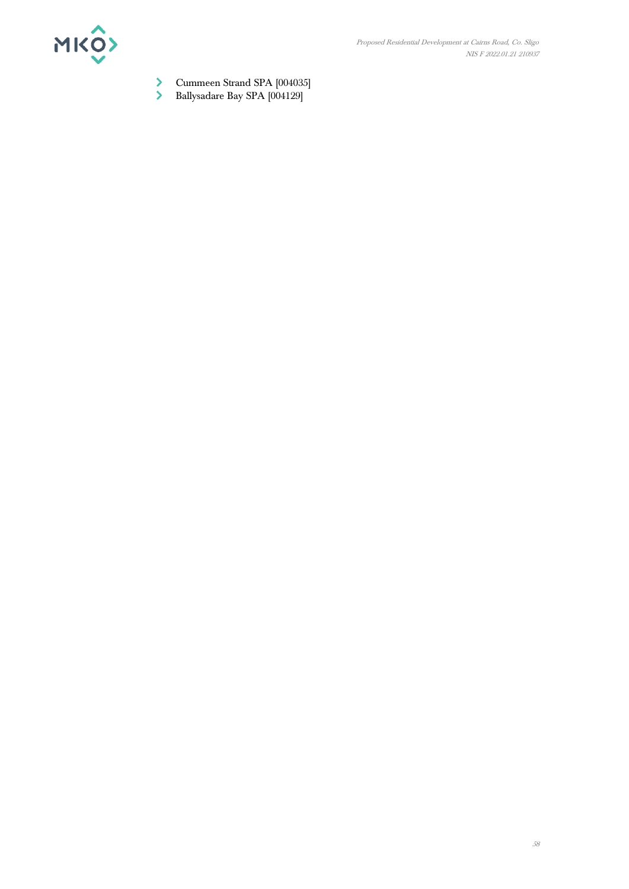- Cummeen Strand SPA [004035]
- Ballysadare Bay SPA [004129]